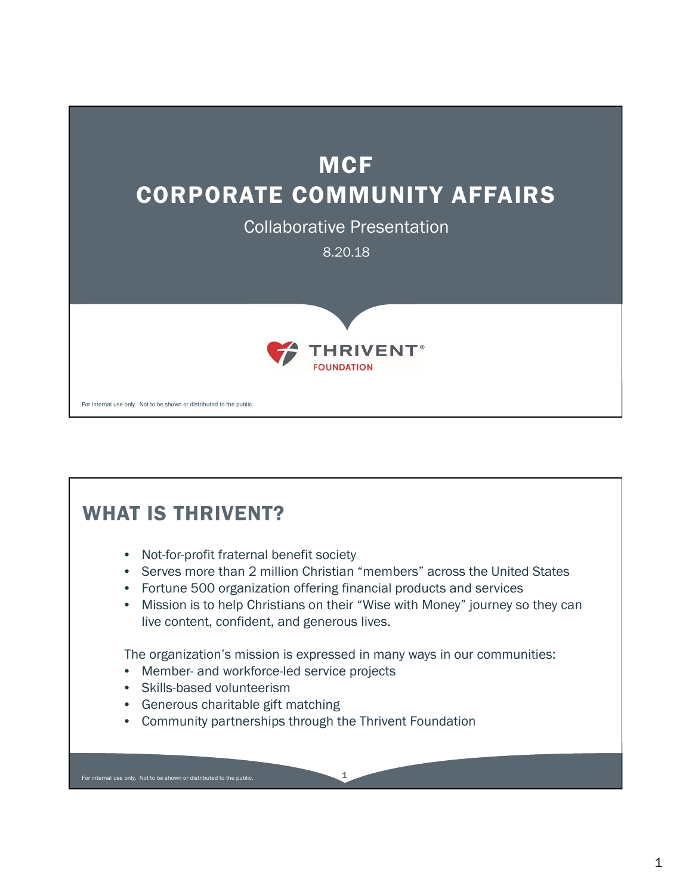# MCF
# CORPORATE COMMUNITY AFFAIRS

Collaborative Presentation

8.20.18

THRIVENT® FOUNDATION

For internal use only. Not to be shown or distributed to the public.

## WHAT IS THRIVENT?

- Not-for-profit fraternal benefit society
- Serves more than 2 million Christian "members" across the United States
- Fortune 500 organization offering financial products and services
- Mission is to help Christians on their "Wise with Money" journey so they can live content, confident, and generous lives.

The organization's mission is expressed in many ways in our communities:

- Member- and workforce-led service projects
- Skills-based volunteerism
- Generous charitable gift matching
- Community partnerships through the Thrivent Foundation

For internal use only. Not to be shown or distributed to the public.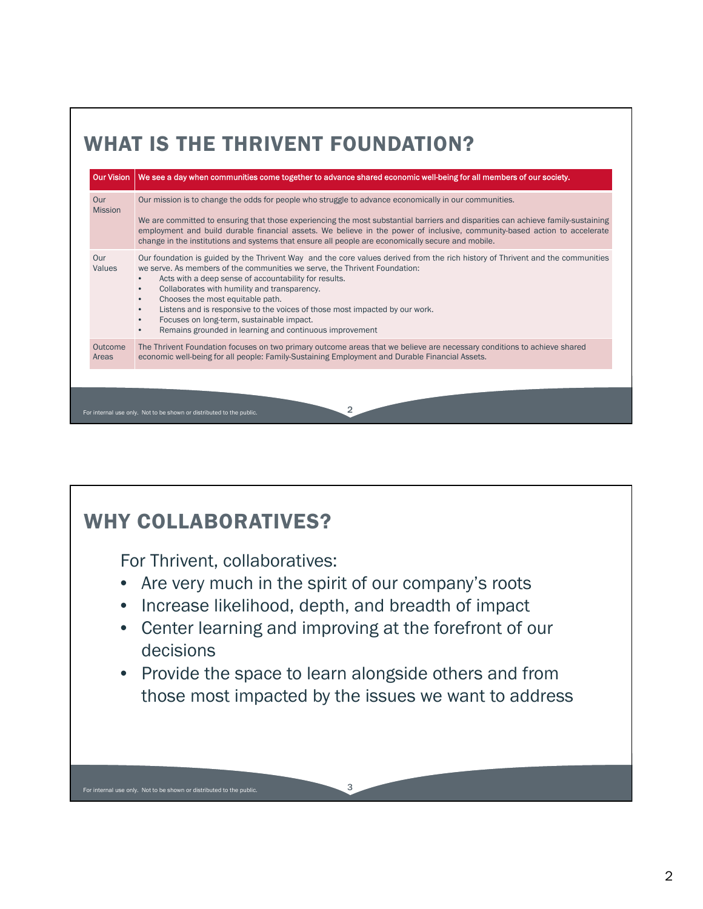# WHAT IS THE THRIVENT FOUNDATION?

| Our Vision | We see a day when communities come together to advance shared economic well-being for all members of our society. |
|---|---|
| Our Mission | Our mission is to change the odds for people who struggle to advance economically in our communities.<br><br>We are committed to ensuring that those experiencing the most substantial barriers and disparities can achieve family-sustaining employment and build durable financial assets. We believe in the power of inclusive, community-based action to accelerate change in the institutions and systems that ensure all people are economically secure and mobile. |
| Our Values | Our foundation is guided by the Thrivent Way and the core values derived from the rich history of Thrivent and the communities we serve. As members of the communities we serve, the Thrivent Foundation:<br>• Acts with a deep sense of accountability for results.<br>• Collaborates with humility and transparency.<br>• Chooses the most equitable path.<br>• Listens and is responsive to the voices of those most impacted by our work.<br>• Focuses on long-term, sustainable impact.<br>• Remains grounded in learning and continuous improvement |
| Outcome Areas | The Thrivent Foundation focuses on two primary outcome areas that we believe are necessary conditions to achieve shared economic well-being for all people: Family-Sustaining Employment and Durable Financial Assets. |

For internal use only. Not to be shown or distributed to the public.

# WHY COLLABORATIVES?

For Thrivent, collaboratives:

- Are very much in the spirit of our company's roots
- Increase likelihood, depth, and breadth of impact
- Center learning and improving at the forefront of our decisions
- Provide the space to learn alongside others and from those most impacted by the issues we want to address

For internal use only. Not to be shown or distributed to the public.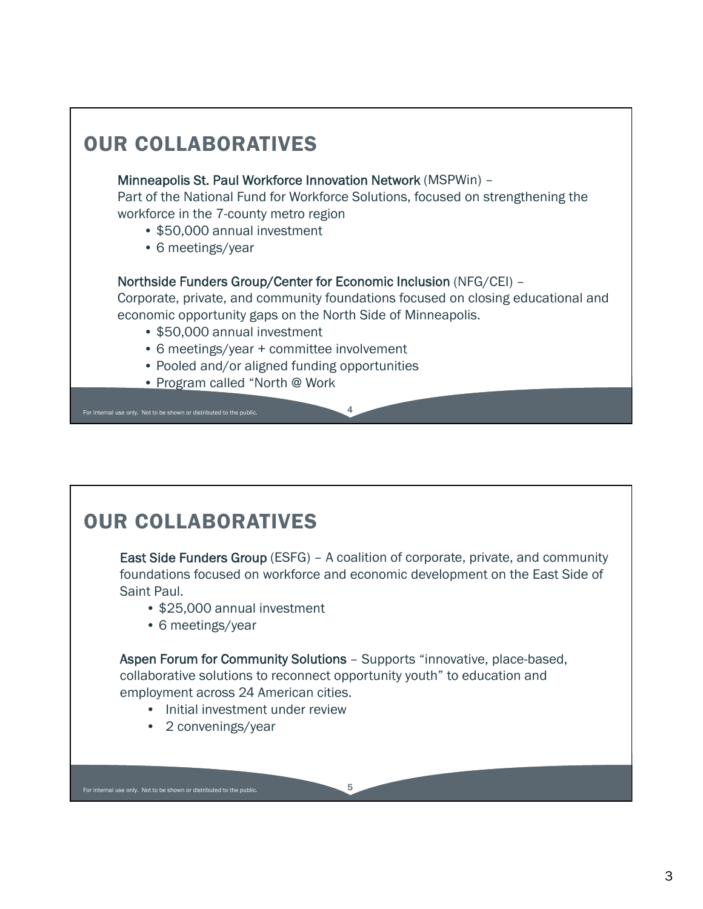# OUR COLLABORATIVES

Minneapolis St. Paul Workforce Innovation Network (MSPWin) –
Part of the National Fund for Workforce Solutions, focused on strengthening the workforce in the 7-county metro region

- $50,000 annual investment
- 6 meetings/year

Northside Funders Group/Center for Economic Inclusion (NFG/CEI) –
Corporate, private, and community foundations focused on closing educational and economic opportunity gaps on the North Side of Minneapolis.

- $50,000 annual investment
- 6 meetings/year + committee involvement
- Pooled and/or aligned funding opportunities
- Program called "North @ Work

For internal use only. Not to be shown or distributed to the public.

# OUR COLLABORATIVES

East Side Funders Group (ESFG) – A coalition of corporate, private, and community foundations focused on workforce and economic development on the East Side of Saint Paul.

- $25,000 annual investment
- 6 meetings/year

Aspen Forum for Community Solutions – Supports "innovative, place-based, collaborative solutions to reconnect opportunity youth" to education and employment across 24 American cities.

- Initial investment under review
- 2 convenings/year

For internal use only. Not to be shown or distributed to the public.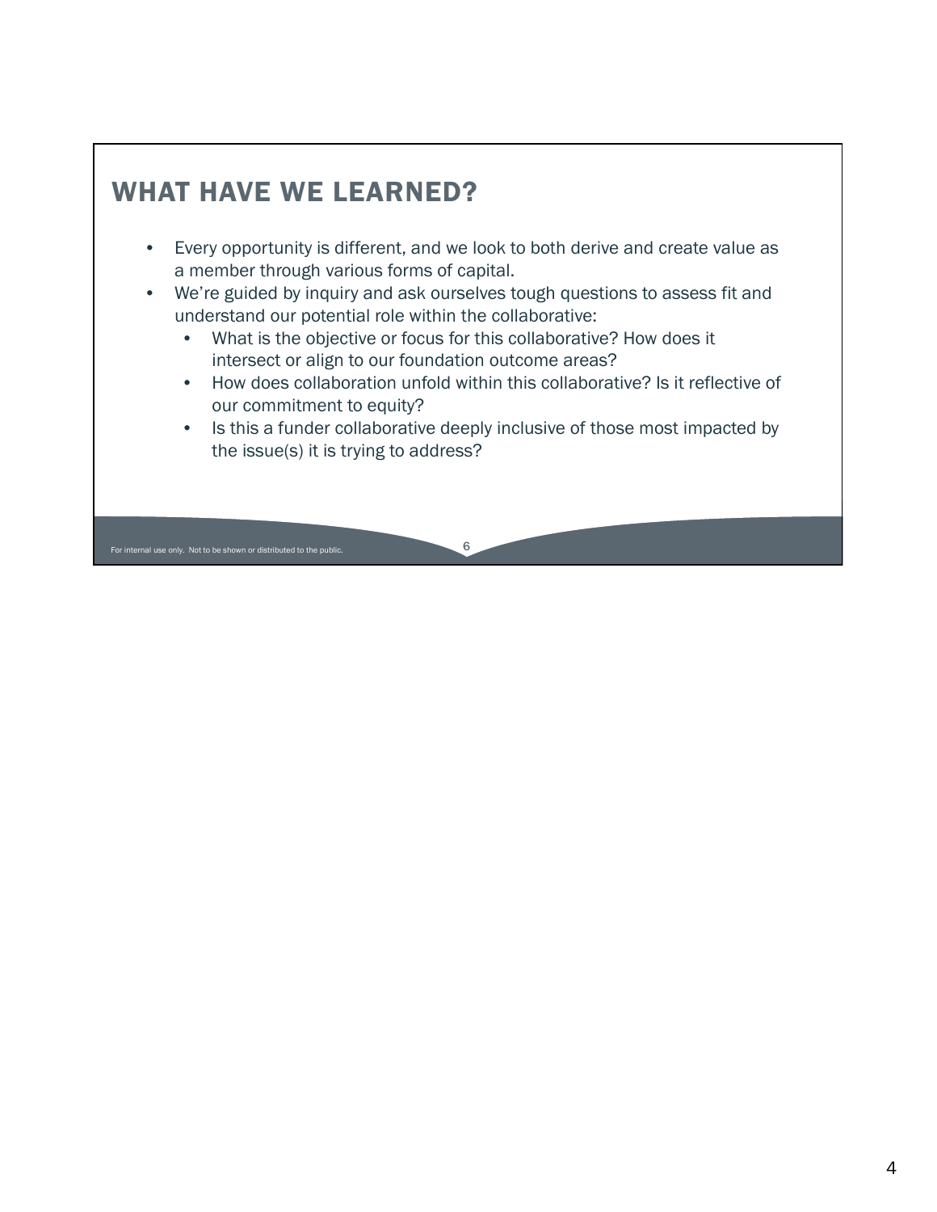## WHAT HAVE WE LEARNED?

- Every opportunity is different, and we look to both derive and create value as a member through various forms of capital.
- We're guided by inquiry and ask ourselves tough questions to assess fit and understand our potential role within the collaborative:
  - What is the objective or focus for this collaborative? How does it intersect or align to our foundation outcome areas?
  - How does collaboration unfold within this collaborative? Is it reflective of our commitment to equity?
  - Is this a funder collaborative deeply inclusive of those most impacted by the issue(s) it is trying to address?

For internal use only. Not to be shown or distributed to the public.